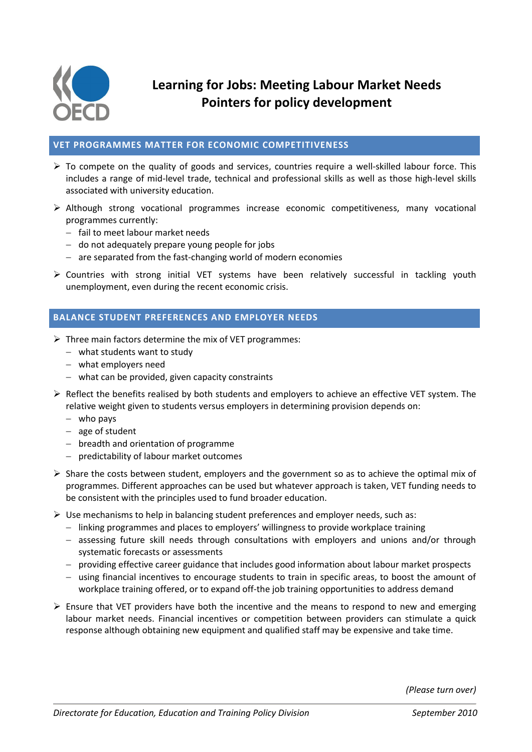# Learning for Jobs: Meeting Labour Market Needs
## Pointers for policy development

## VET PROGRAMMES MATTER FOR ECONOMIC COMPETITIVENESS

- To compete on the quality of goods and services, countries require a well-skilled labour force. This includes a range of mid-level trade, technical and professional skills as well as those high-level skills associated with university education.
- Although strong vocational programmes increase economic competitiveness, many vocational programmes currently:
  - fail to meet labour market needs
  - do not adequately prepare young people for jobs
  - are separated from the fast-changing world of modern economies
- Countries with strong initial VET systems have been relatively successful in tackling youth unemployment, even during the recent economic crisis.

## BALANCE STUDENT PREFERENCES AND EMPLOYER NEEDS

- Three main factors determine the mix of VET programmes:
  - what students want to study
  - what employers need
  - what can be provided, given capacity constraints
- Reflect the benefits realised by both students and employers to achieve an effective VET system. The relative weight given to students versus employers in determining provision depends on:
  - who pays
  - age of student
  - breadth and orientation of programme
  - predictability of labour market outcomes
- Share the costs between student, employers and the government so as to achieve the optimal mix of programmes. Different approaches can be used but whatever approach is taken, VET funding needs to be consistent with the principles used to fund broader education.
- Use mechanisms to help in balancing student preferences and employer needs, such as:
  - linking programmes and places to employers' willingness to provide workplace training
  - assessing future skill needs through consultations with employers and unions and/or through systematic forecasts or assessments
  - providing effective career guidance that includes good information about labour market prospects
  - using financial incentives to encourage students to train in specific areas, to boost the amount of workplace training offered, or to expand off-the job training opportunities to address demand
- Ensure that VET providers have both the incentive and the means to respond to new and emerging labour market needs. Financial incentives or competition between providers can stimulate a quick response although obtaining new equipment and qualified staff may be expensive and take time.

*(Please turn over)*

*Directorate for Education, Education and Training Policy Division* — *September 2010*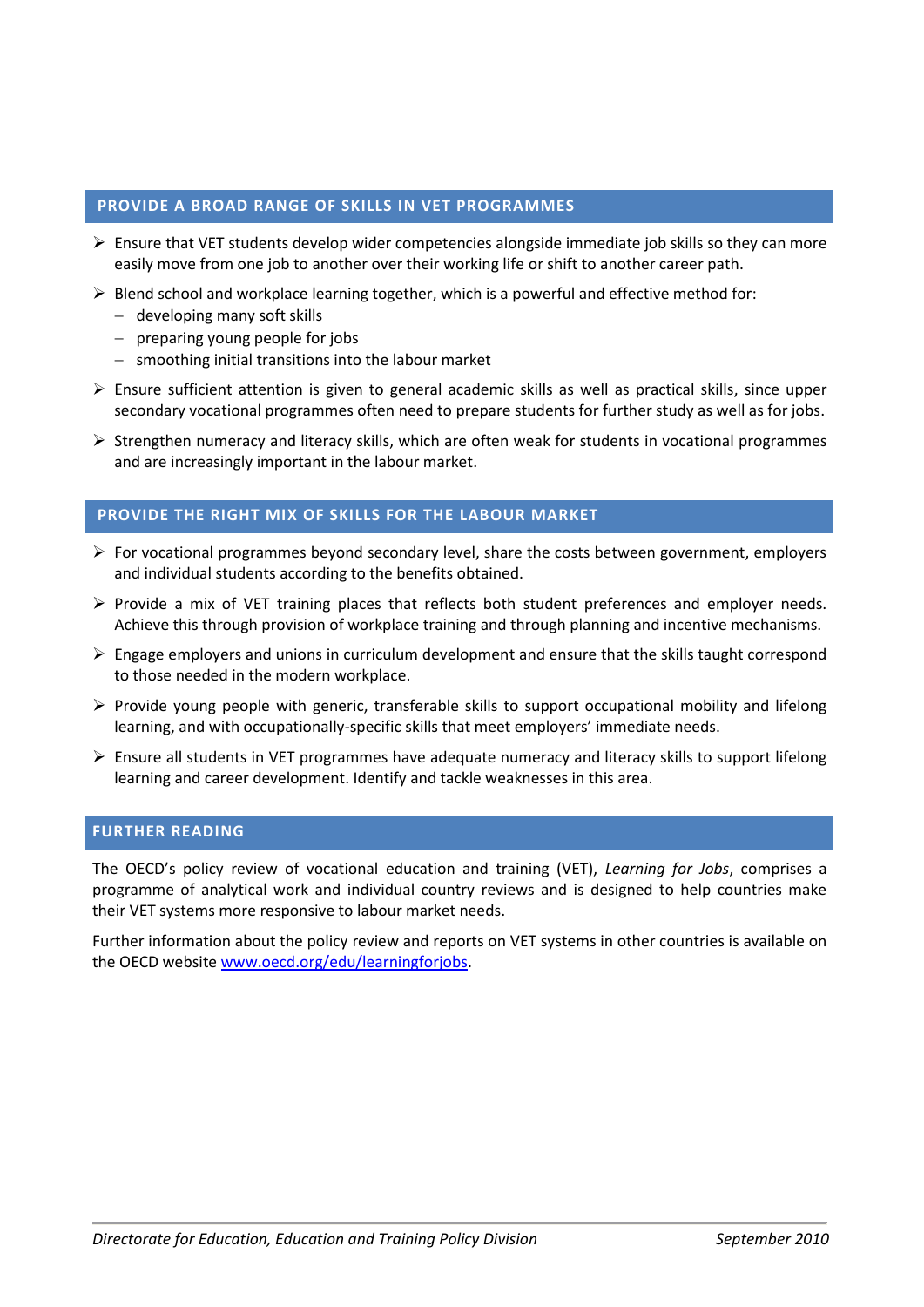## PROVIDE A BROAD RANGE OF SKILLS IN VET PROGRAMMES

- Ensure that VET students develop wider competencies alongside immediate job skills so they can more easily move from one job to another over their working life or shift to another career path.
- Blend school and workplace learning together, which is a powerful and effective method for:
  - developing many soft skills
  - preparing young people for jobs
  - smoothing initial transitions into the labour market
- Ensure sufficient attention is given to general academic skills as well as practical skills, since upper secondary vocational programmes often need to prepare students for further study as well as for jobs.
- Strengthen numeracy and literacy skills, which are often weak for students in vocational programmes and are increasingly important in the labour market.

## PROVIDE THE RIGHT MIX OF SKILLS FOR THE LABOUR MARKET

- For vocational programmes beyond secondary level, share the costs between government, employers and individual students according to the benefits obtained.
- Provide a mix of VET training places that reflects both student preferences and employer needs. Achieve this through provision of workplace training and through planning and incentive mechanisms.
- Engage employers and unions in curriculum development and ensure that the skills taught correspond to those needed in the modern workplace.
- Provide young people with generic, transferable skills to support occupational mobility and lifelong learning, and with occupationally-specific skills that meet employers' immediate needs.
- Ensure all students in VET programmes have adequate numeracy and literacy skills to support lifelong learning and career development. Identify and tackle weaknesses in this area.

## FURTHER READING

The OECD's policy review of vocational education and training (VET), *Learning for Jobs*, comprises a programme of analytical work and individual country reviews and is designed to help countries make their VET systems more responsive to labour market needs.

Further information about the policy review and reports on VET systems in other countries is available on the OECD website [www.oecd.org/edu/learningforjobs](http://www.oecd.org/edu/learningforjobs).